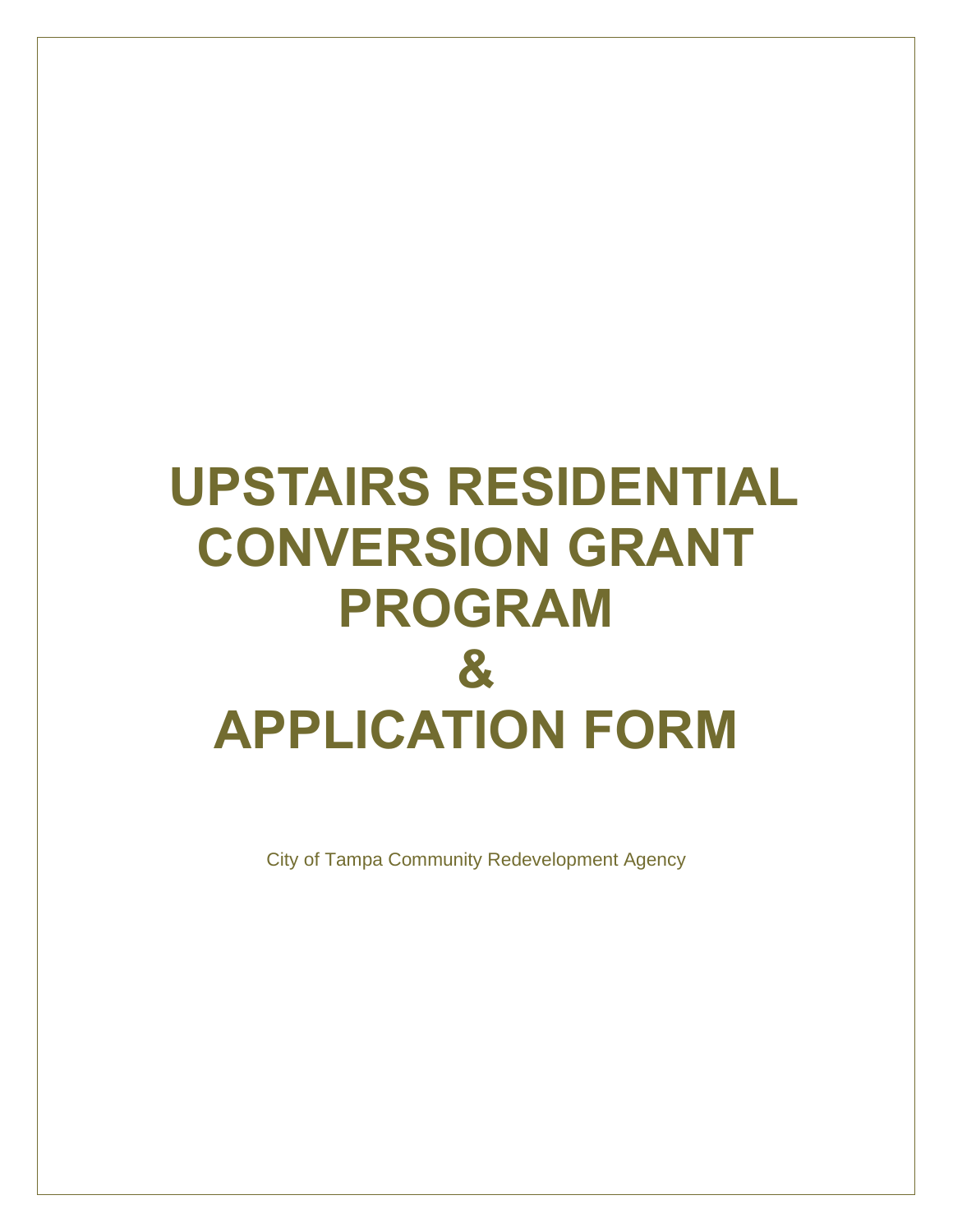# UPSTAIRS RESIDENTIAL CONVERSION GRANT PROGRAM

# &

# APPLICATION FORM

City of Tampa Community Redevelopment Agency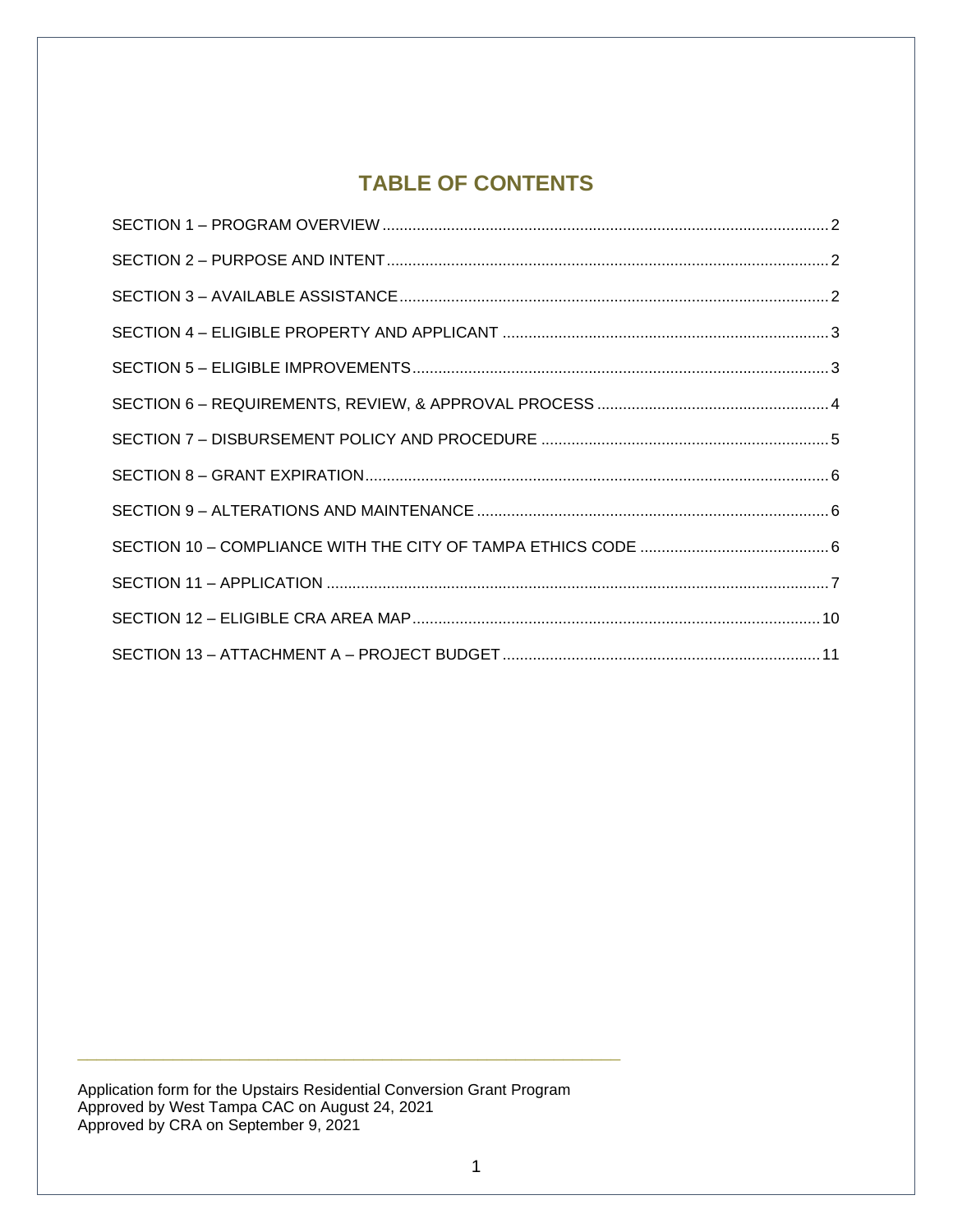# TABLE OF CONTENTS

SECTION 1 – PROGRAM OVERVIEW ........................................................................................................ 2

SECTION 2 – PURPOSE AND INTENT ...................................................................................................... 2

SECTION 3 – AVAILABLE ASSISTANCE .................................................................................................... 2

SECTION 4 – ELIGIBLE PROPERTY AND APPLICANT ........................................................................... 3

SECTION 5 – ELIGIBLE IMPROVEMENTS ................................................................................................ 3

SECTION 6 – REQUIREMENTS, REVIEW, & APPROVAL PROCESS ..................................................... 4

SECTION 7 – DISBURSEMENT POLICY AND PROCEDURE .................................................................. 5

SECTION 8 – GRANT EXPIRATION ........................................................................................................... 6

SECTION 9 – ALTERATIONS AND MAINTENANCE ................................................................................. 6

SECTION 10 – COMPLIANCE WITH THE CITY OF TAMPA ETHICS CODE ............................................ 6

SECTION 11 – APPLICATION ..................................................................................................................... 7

SECTION 12 – ELIGIBLE CRA AREA MAP .............................................................................................. 10

SECTION 13 – ATTACHMENT A – PROJECT BUDGET ......................................................................... 11

---

Application form for the Upstairs Residential Conversion Grant Program
Approved by West Tampa CAC on August 24, 2021
Approved by CRA on September 9, 2021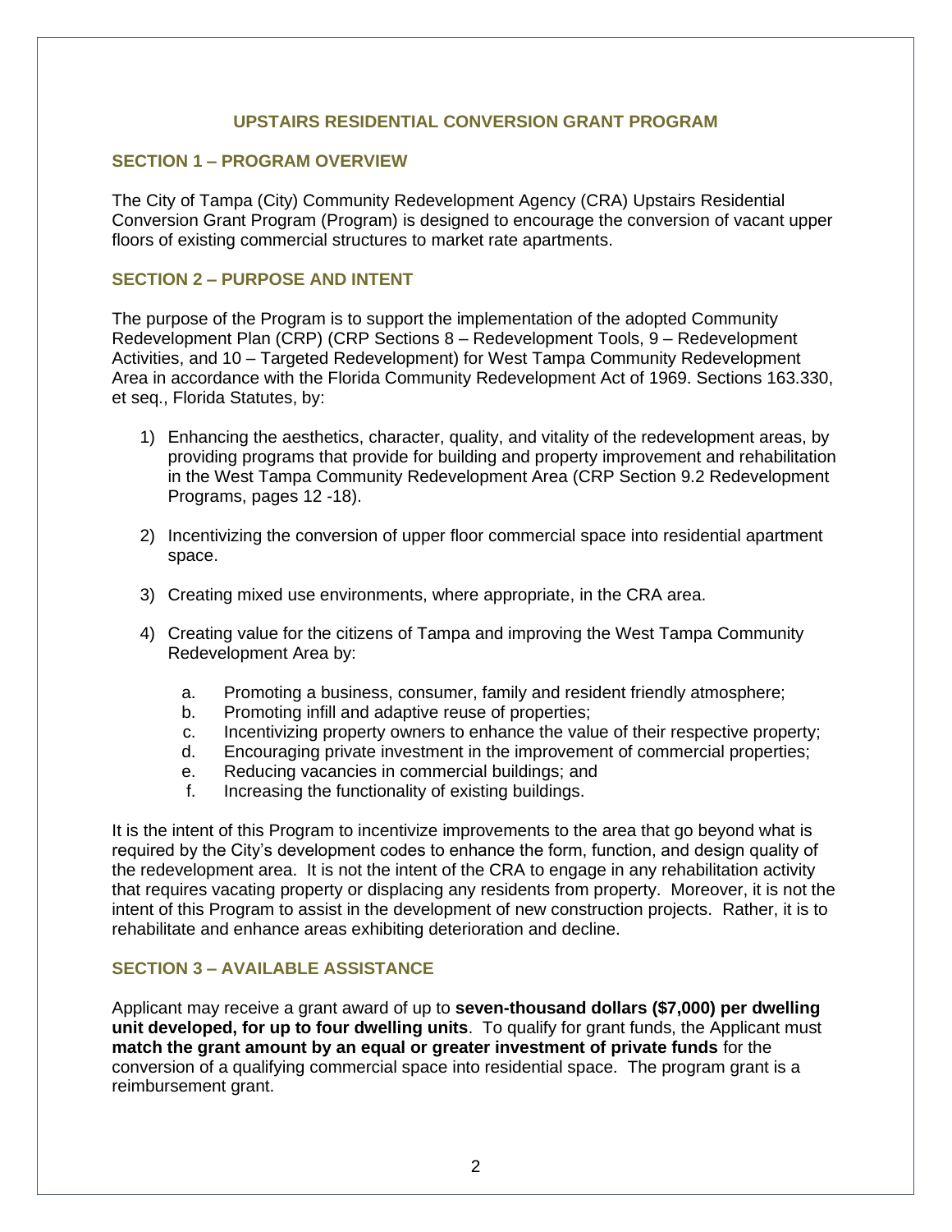## UPSTAIRS RESIDENTIAL CONVERSION GRANT PROGRAM

### SECTION 1 – PROGRAM OVERVIEW

The City of Tampa (City) Community Redevelopment Agency (CRA) Upstairs Residential Conversion Grant Program (Program) is designed to encourage the conversion of vacant upper floors of existing commercial structures to market rate apartments.

### SECTION 2 – PURPOSE AND INTENT

The purpose of the Program is to support the implementation of the adopted Community Redevelopment Plan (CRP) (CRP Sections 8 – Redevelopment Tools, 9 – Redevelopment Activities, and 10 – Targeted Redevelopment) for West Tampa Community Redevelopment Area in accordance with the Florida Community Redevelopment Act of 1969. Sections 163.330, et seq., Florida Statutes, by:

1) Enhancing the aesthetics, character, quality, and vitality of the redevelopment areas, by providing programs that provide for building and property improvement and rehabilitation in the West Tampa Community Redevelopment Area (CRP Section 9.2 Redevelopment Programs, pages 12 -18).

2) Incentivizing the conversion of upper floor commercial space into residential apartment space.

3) Creating mixed use environments, where appropriate, in the CRA area.

4) Creating value for the citizens of Tampa and improving the West Tampa Community Redevelopment Area by:

   a. Promoting a business, consumer, family and resident friendly atmosphere;
   b. Promoting infill and adaptive reuse of properties;
   c. Incentivizing property owners to enhance the value of their respective property;
   d. Encouraging private investment in the improvement of commercial properties;
   e. Reducing vacancies in commercial buildings; and
   f. Increasing the functionality of existing buildings.

It is the intent of this Program to incentivize improvements to the area that go beyond what is required by the City's development codes to enhance the form, function, and design quality of the redevelopment area. It is not the intent of the CRA to engage in any rehabilitation activity that requires vacating property or displacing any residents from property. Moreover, it is not the intent of this Program to assist in the development of new construction projects. Rather, it is to rehabilitate and enhance areas exhibiting deterioration and decline.

### SECTION 3 – AVAILABLE ASSISTANCE

Applicant may receive a grant award of up to **seven-thousand dollars ($7,000) per dwelling unit developed, for up to four dwelling units**. To qualify for grant funds, the Applicant must **match the grant amount by an equal or greater investment of private funds** for the conversion of a qualifying commercial space into residential space. The program grant is a reimbursement grant.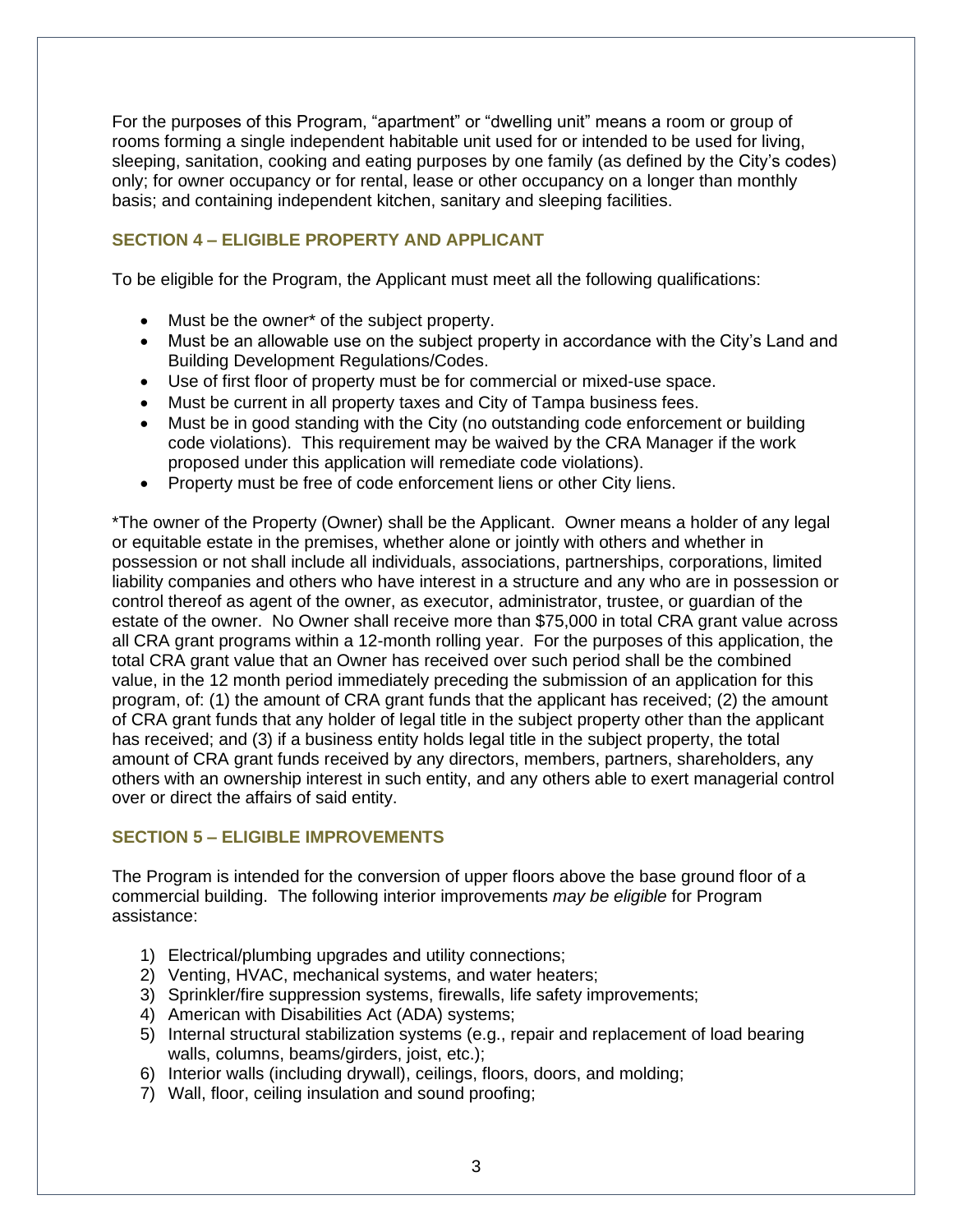For the purposes of this Program, "apartment" or "dwelling unit" means a room or group of rooms forming a single independent habitable unit used for or intended to be used for living, sleeping, sanitation, cooking and eating purposes by one family (as defined by the City's codes) only; for owner occupancy or for rental, lease or other occupancy on a longer than monthly basis; and containing independent kitchen, sanitary and sleeping facilities.

## SECTION 4 – ELIGIBLE PROPERTY AND APPLICANT

To be eligible for the Program, the Applicant must meet all the following qualifications:

- Must be the owner* of the subject property.
- Must be an allowable use on the subject property in accordance with the City's Land and Building Development Regulations/Codes.
- Use of first floor of property must be for commercial or mixed-use space.
- Must be current in all property taxes and City of Tampa business fees.
- Must be in good standing with the City (no outstanding code enforcement or building code violations). This requirement may be waived by the CRA Manager if the work proposed under this application will remediate code violations).
- Property must be free of code enforcement liens or other City liens.

*The owner of the Property (Owner) shall be the Applicant. Owner means a holder of any legal or equitable estate in the premises, whether alone or jointly with others and whether in possession or not shall include all individuals, associations, partnerships, corporations, limited liability companies and others who have interest in a structure and any who are in possession or control thereof as agent of the owner, as executor, administrator, trustee, or guardian of the estate of the owner. No Owner shall receive more than $75,000 in total CRA grant value across all CRA grant programs within a 12-month rolling year. For the purposes of this application, the total CRA grant value that an Owner has received over such period shall be the combined value, in the 12 month period immediately preceding the submission of an application for this program, of: (1) the amount of CRA grant funds that the applicant has received; (2) the amount of CRA grant funds that any holder of legal title in the subject property other than the applicant has received; and (3) if a business entity holds legal title in the subject property, the total amount of CRA grant funds received by any directors, members, partners, shareholders, any others with an ownership interest in such entity, and any others able to exert managerial control over or direct the affairs of said entity.

## SECTION 5 – ELIGIBLE IMPROVEMENTS

The Program is intended for the conversion of upper floors above the base ground floor of a commercial building. The following interior improvements *may be eligible* for Program assistance:

1) Electrical/plumbing upgrades and utility connections;
2) Venting, HVAC, mechanical systems, and water heaters;
3) Sprinkler/fire suppression systems, firewalls, life safety improvements;
4) American with Disabilities Act (ADA) systems;
5) Internal structural stabilization systems (e.g., repair and replacement of load bearing walls, columns, beams/girders, joist, etc.);
6) Interior walls (including drywall), ceilings, floors, doors, and molding;
7) Wall, floor, ceiling insulation and sound proofing;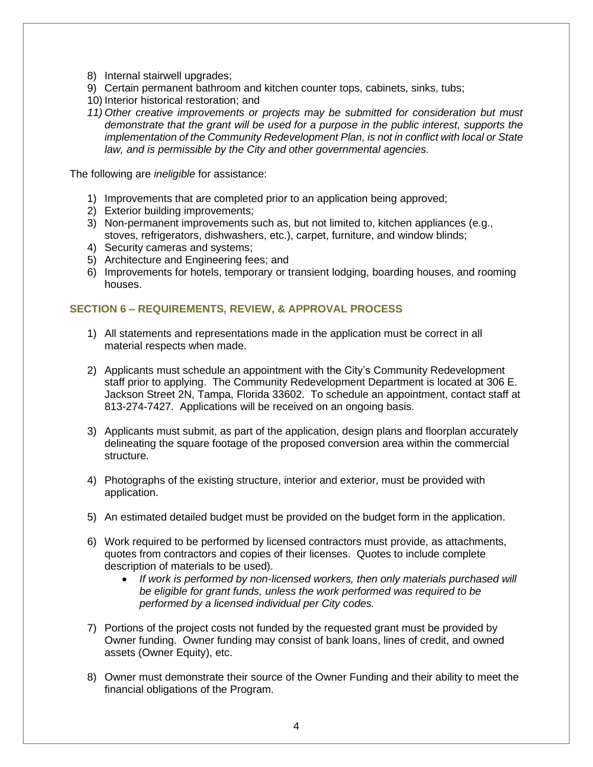8) Internal stairwell upgrades;
9) Certain permanent bathroom and kitchen counter tops, cabinets, sinks, tubs;
10) Interior historical restoration; and
11) *Other creative improvements or projects may be submitted for consideration but must demonstrate that the grant will be used for a purpose in the public interest, supports the implementation of the Community Redevelopment Plan, is not in conflict with local or State law, and is permissible by the City and other governmental agencies.*

The following are *ineligible* for assistance:

1) Improvements that are completed prior to an application being approved;
2) Exterior building improvements;
3) Non-permanent improvements such as, but not limited to, kitchen appliances (e.g., stoves, refrigerators, dishwashers, etc.), carpet, furniture, and window blinds;
4) Security cameras and systems;
5) Architecture and Engineering fees; and
6) Improvements for hotels, temporary or transient lodging, boarding houses, and rooming houses.

## SECTION 6 – REQUIREMENTS, REVIEW, & APPROVAL PROCESS

1) All statements and representations made in the application must be correct in all material respects when made.

2) Applicants must schedule an appointment with the City's Community Redevelopment staff prior to applying. The Community Redevelopment Department is located at 306 E. Jackson Street 2N, Tampa, Florida 33602. To schedule an appointment, contact staff at 813-274-7427. Applications will be received on an ongoing basis.

3) Applicants must submit, as part of the application, design plans and floorplan accurately delineating the square footage of the proposed conversion area within the commercial structure.

4) Photographs of the existing structure, interior and exterior, must be provided with application.

5) An estimated detailed budget must be provided on the budget form in the application.

6) Work required to be performed by licensed contractors must provide, as attachments, quotes from contractors and copies of their licenses. Quotes to include complete description of materials to be used).
   - *If work is performed by non-licensed workers, then only materials purchased will be eligible for grant funds, unless the work performed was required to be performed by a licensed individual per City codes.*

7) Portions of the project costs not funded by the requested grant must be provided by Owner funding. Owner funding may consist of bank loans, lines of credit, and owned assets (Owner Equity), etc.

8) Owner must demonstrate their source of the Owner Funding and their ability to meet the financial obligations of the Program.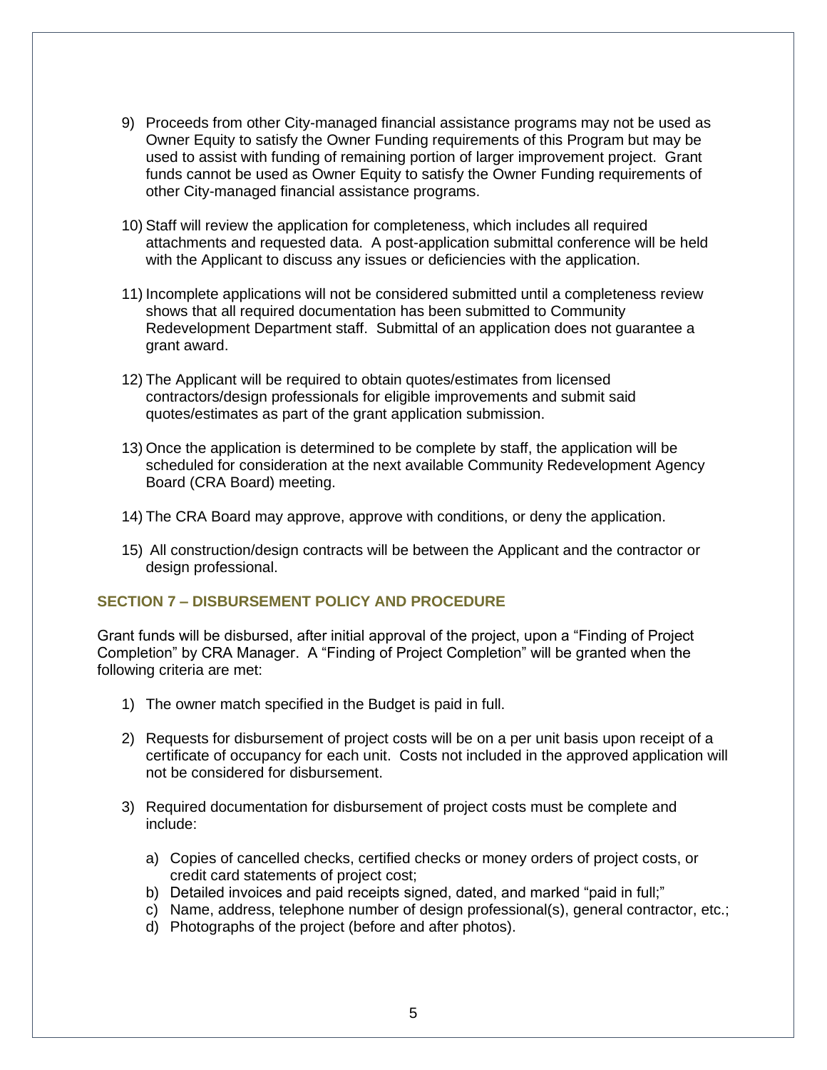9) Proceeds from other City-managed financial assistance programs may not be used as Owner Equity to satisfy the Owner Funding requirements of this Program but may be used to assist with funding of remaining portion of larger improvement project. Grant funds cannot be used as Owner Equity to satisfy the Owner Funding requirements of other City-managed financial assistance programs.

10) Staff will review the application for completeness, which includes all required attachments and requested data. A post-application submittal conference will be held with the Applicant to discuss any issues or deficiencies with the application.

11) Incomplete applications will not be considered submitted until a completeness review shows that all required documentation has been submitted to Community Redevelopment Department staff. Submittal of an application does not guarantee a grant award.

12) The Applicant will be required to obtain quotes/estimates from licensed contractors/design professionals for eligible improvements and submit said quotes/estimates as part of the grant application submission.

13) Once the application is determined to be complete by staff, the application will be scheduled for consideration at the next available Community Redevelopment Agency Board (CRA Board) meeting.

14) The CRA Board may approve, approve with conditions, or deny the application.

15) All construction/design contracts will be between the Applicant and the contractor or design professional.

## SECTION 7 – DISBURSEMENT POLICY AND PROCEDURE

Grant funds will be disbursed, after initial approval of the project, upon a "Finding of Project Completion" by CRA Manager. A "Finding of Project Completion" will be granted when the following criteria are met:

1) The owner match specified in the Budget is paid in full.

2) Requests for disbursement of project costs will be on a per unit basis upon receipt of a certificate of occupancy for each unit. Costs not included in the approved application will not be considered for disbursement.

3) Required documentation for disbursement of project costs must be complete and include:

   a) Copies of cancelled checks, certified checks or money orders of project costs, or credit card statements of project cost;
   b) Detailed invoices and paid receipts signed, dated, and marked "paid in full;"
   c) Name, address, telephone number of design professional(s), general contractor, etc.;
   d) Photographs of the project (before and after photos).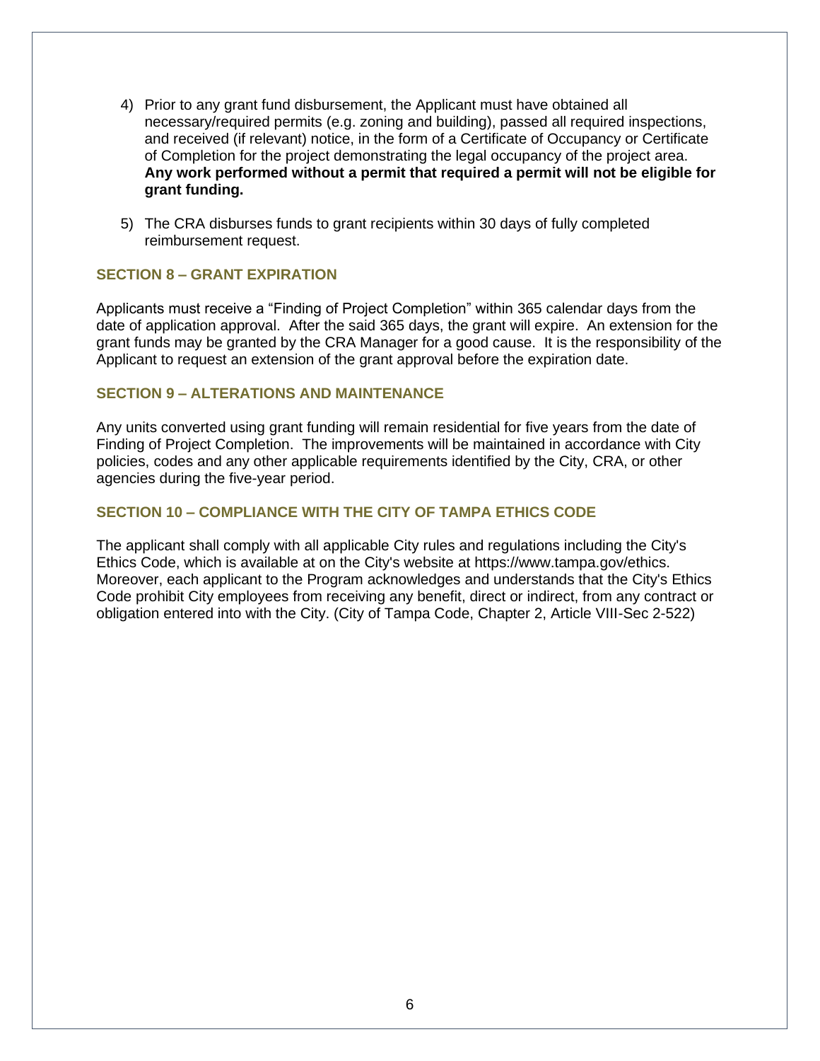4) Prior to any grant fund disbursement, the Applicant must have obtained all necessary/required permits (e.g. zoning and building), passed all required inspections, and received (if relevant) notice, in the form of a Certificate of Occupancy or Certificate of Completion for the project demonstrating the legal occupancy of the project area. **Any work performed without a permit that required a permit will not be eligible for grant funding.**

5) The CRA disburses funds to grant recipients within 30 days of fully completed reimbursement request.

### SECTION 8 – GRANT EXPIRATION

Applicants must receive a "Finding of Project Completion" within 365 calendar days from the date of application approval. After the said 365 days, the grant will expire. An extension for the grant funds may be granted by the CRA Manager for a good cause. It is the responsibility of the Applicant to request an extension of the grant approval before the expiration date.

### SECTION 9 – ALTERATIONS AND MAINTENANCE

Any units converted using grant funding will remain residential for five years from the date of Finding of Project Completion. The improvements will be maintained in accordance with City policies, codes and any other applicable requirements identified by the City, CRA, or other agencies during the five-year period.

### SECTION 10 – COMPLIANCE WITH THE CITY OF TAMPA ETHICS CODE

The applicant shall comply with all applicable City rules and regulations including the City's Ethics Code, which is available at on the City's website at https://www.tampa.gov/ethics. Moreover, each applicant to the Program acknowledges and understands that the City's Ethics Code prohibit City employees from receiving any benefit, direct or indirect, from any contract or obligation entered into with the City. (City of Tampa Code, Chapter 2, Article VIII-Sec 2-522)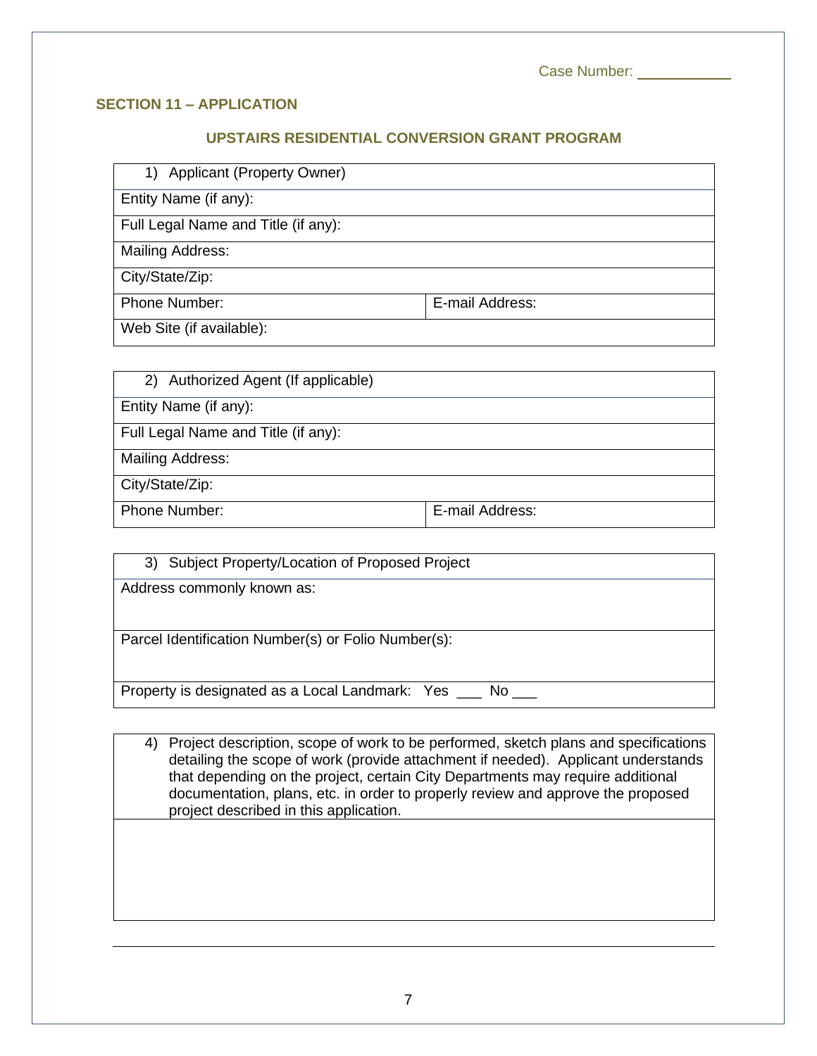Case Number: ___________

## SECTION 11 – APPLICATION

### UPSTAIRS RESIDENTIAL CONVERSION GRANT PROGRAM

| 1) Applicant (Property Owner) | |
|---|---|
| Entity Name (if any): | |
| Full Legal Name and Title (if any): | |
| Mailing Address: | |
| City/State/Zip: | |
| Phone Number: | E-mail Address: |
| Web Site (if available): | |

| 2) Authorized Agent (If applicable) | |
|---|---|
| Entity Name (if any): | |
| Full Legal Name and Title (if any): | |
| Mailing Address: | |
| City/State/Zip: | |
| Phone Number: | E-mail Address: |

| 3) Subject Property/Location of Proposed Project |
|---|
| Address commonly known as: |
| Parcel Identification Number(s) or Folio Number(s): |
| Property is designated as a Local Landmark: Yes ___ No ___ |

| 4) Project description, scope of work to be performed, sketch plans and specifications detailing the scope of work (provide attachment if needed). Applicant understands that depending on the project, certain City Departments may require additional documentation, plans, etc. in order to properly review and approve the proposed project described in this application. |
|---|
| |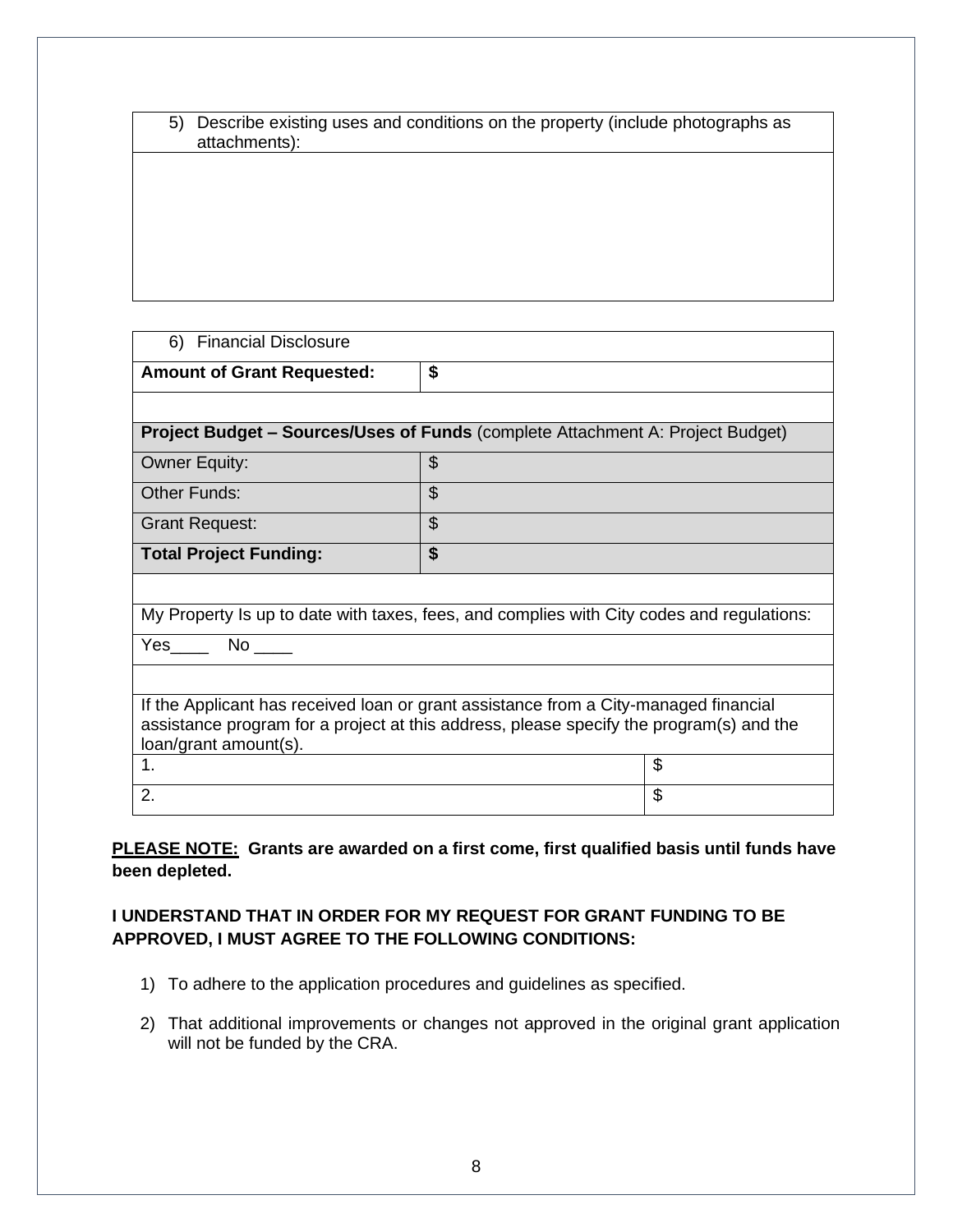| 5) Describe existing uses and conditions on the property (include photographs as attachments): |
|---|
| |

| 6) Financial Disclosure | | |
|---|---|---|
| **Amount of Grant Requested:** | **$** | |
| | | |
| **Project Budget – Sources/Uses of Funds** (complete Attachment A: Project Budget) | | |
| Owner Equity: | $ | |
| Other Funds: | $ | |
| Grant Request: | $ | |
| **Total Project Funding:** | **$** | |
| | | |
| My Property Is up to date with taxes, fees, and complies with City codes and regulations: | | |
| Yes____ No ____ | | |
| | | |
| If the Applicant has received loan or grant assistance from a City-managed financial assistance program for a project at this address, please specify the program(s) and the loan/grant amount(s). | | |
| 1. | | $ |
| 2. | | $ |

**<u>PLEASE NOTE:</u> Grants are awarded on a first come, first qualified basis until funds have been depleted.**

**I UNDERSTAND THAT IN ORDER FOR MY REQUEST FOR GRANT FUNDING TO BE APPROVED, I MUST AGREE TO THE FOLLOWING CONDITIONS:**

1) To adhere to the application procedures and guidelines as specified.

2) That additional improvements or changes not approved in the original grant application will not be funded by the CRA.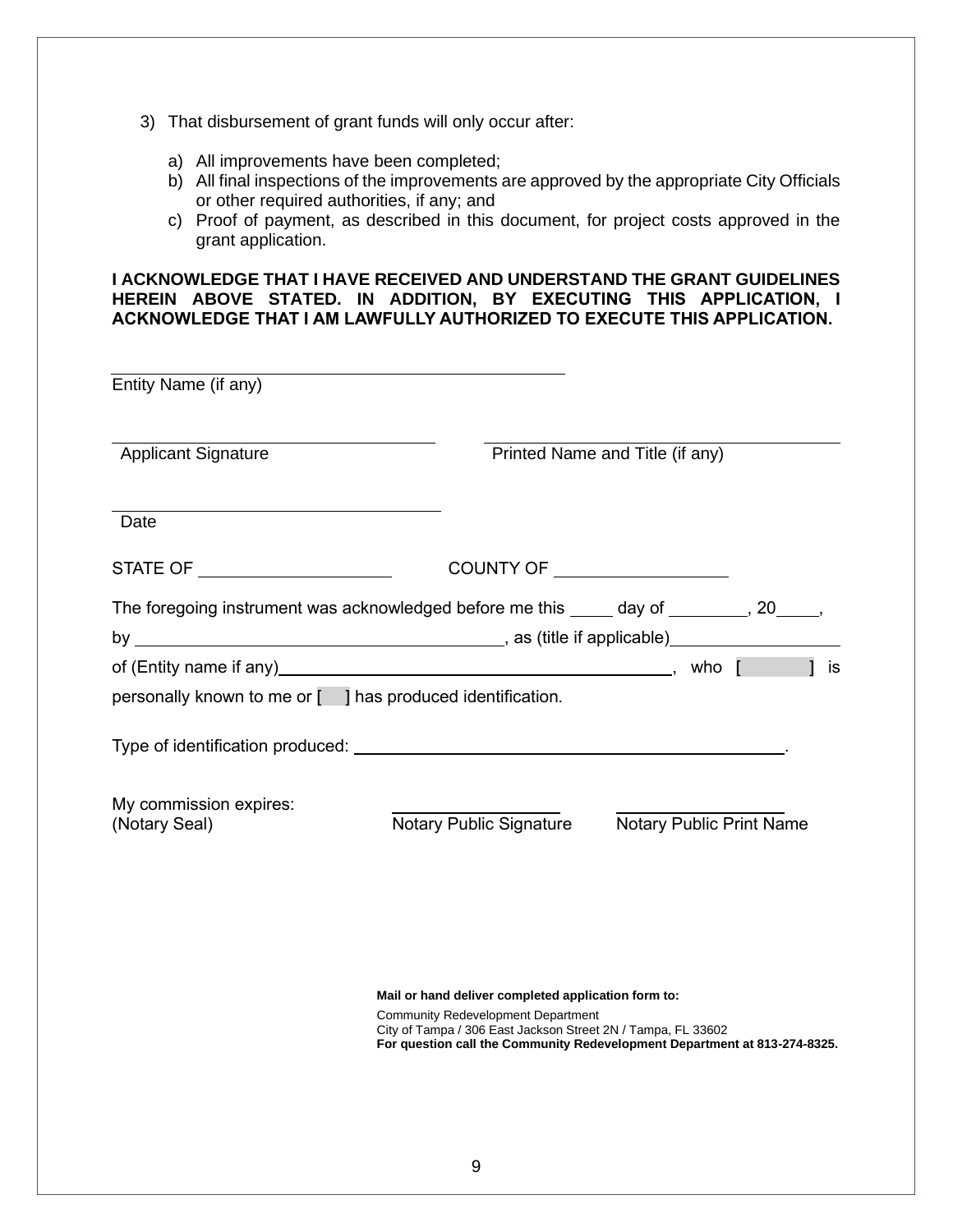3) That disbursement of grant funds will only occur after:

   a) All improvements have been completed;
   b) All final inspections of the improvements are approved by the appropriate City Officials or other required authorities, if any; and
   c) Proof of payment, as described in this document, for project costs approved in the grant application.

**I ACKNOWLEDGE THAT I HAVE RECEIVED AND UNDERSTAND THE GRANT GUIDELINES HEREIN ABOVE STATED. IN ADDITION, BY EXECUTING THIS APPLICATION, I ACKNOWLEDGE THAT I AM LAWFULLY AUTHORIZED TO EXECUTE THIS APPLICATION.**

\_\_\_\_\_\_\_\_\_\_\_\_\_\_\_\_\_\_\_\_\_\_\_\_\_\_\_\_\_\_\_\_\_\_\_\_\_\_\_\_
Entity Name (if any)

\_\_\_\_\_\_\_\_\_\_\_\_\_\_\_\_\_\_\_\_\_\_\_\_\_\_\_\_\_\_ \_\_\_\_\_\_\_\_\_\_\_\_\_\_\_\_\_\_\_\_\_\_\_\_\_\_\_\_\_\_\_\_
Applicant Signature Printed Name and Title (if any)

\_\_\_\_\_\_\_\_\_\_\_\_\_\_\_\_\_\_\_\_\_\_\_\_\_\_\_\_\_\_
Date

STATE OF \_\_\_\_\_\_\_\_\_\_\_\_\_\_\_\_\_\_\_\_ COUNTY OF \_\_\_\_\_\_\_\_\_\_\_\_\_\_\_\_\_\_\_\_

The foregoing instrument was acknowledged before me this \_\_\_\_\_ day of \_\_\_\_\_\_\_\_\_, 20\_\_\_\_\_,
by \_\_\_\_\_\_\_\_\_\_\_\_\_\_\_\_\_\_\_\_\_\_\_\_\_\_\_\_\_\_\_\_\_\_\_\_\_\_\_\_, as (title if applicable)\_\_\_\_\_\_\_\_\_\_\_\_\_\_\_\_\_\_\_\_
of (Entity name if any)\_\_\_\_\_\_\_\_\_\_\_\_\_\_\_\_\_\_\_\_\_\_\_\_\_\_\_\_\_\_\_\_\_\_\_\_\_\_\_\_\_\_\_\_, who [ ] is personally known to me or [ ] has produced identification.

Type of identification produced: \_\_\_\_\_\_\_\_\_\_\_\_\_\_\_\_\_\_\_\_\_\_\_\_\_\_\_\_\_\_\_\_\_\_\_\_\_\_\_\_\_\_\_\_\_\_\_\_.

My commission expires: \_\_\_\_\_\_\_\_\_\_\_\_\_\_\_\_\_\_\_\_ \_\_\_\_\_\_\_\_\_\_\_\_\_\_\_\_\_\_\_\_
(Notary Seal) Notary Public Signature Notary Public Print Name

**Mail or hand deliver completed application form to:**

Community Redevelopment Department
City of Tampa / 306 East Jackson Street 2N / Tampa, FL 33602
**For question call the Community Redevelopment Department at 813-274-8325.**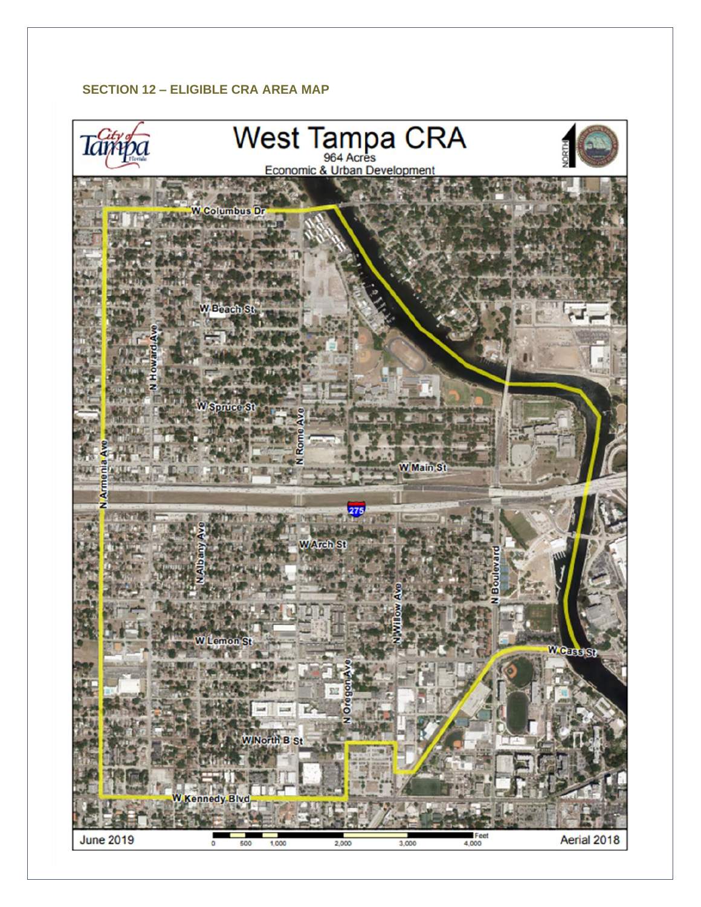## SECTION 12 – ELIGIBLE CRA AREA MAP

# West Tampa CRA

964 Acres

Economic & Urban Development

W Columbus Dr

W Beach St

N Howard Ave

W Spruce St

N Rome Ave

N Armenia Ave

W Main St

275

N Albany Ave

W Arch St

N Willow Ave

N Boulevard

W Lemon St

W Cass St

N Oregon Ave

W North B St

W Kennedy Blvd

June 2019

0 500 1,000 2,000 3,000 4,000 Feet

Aerial 2018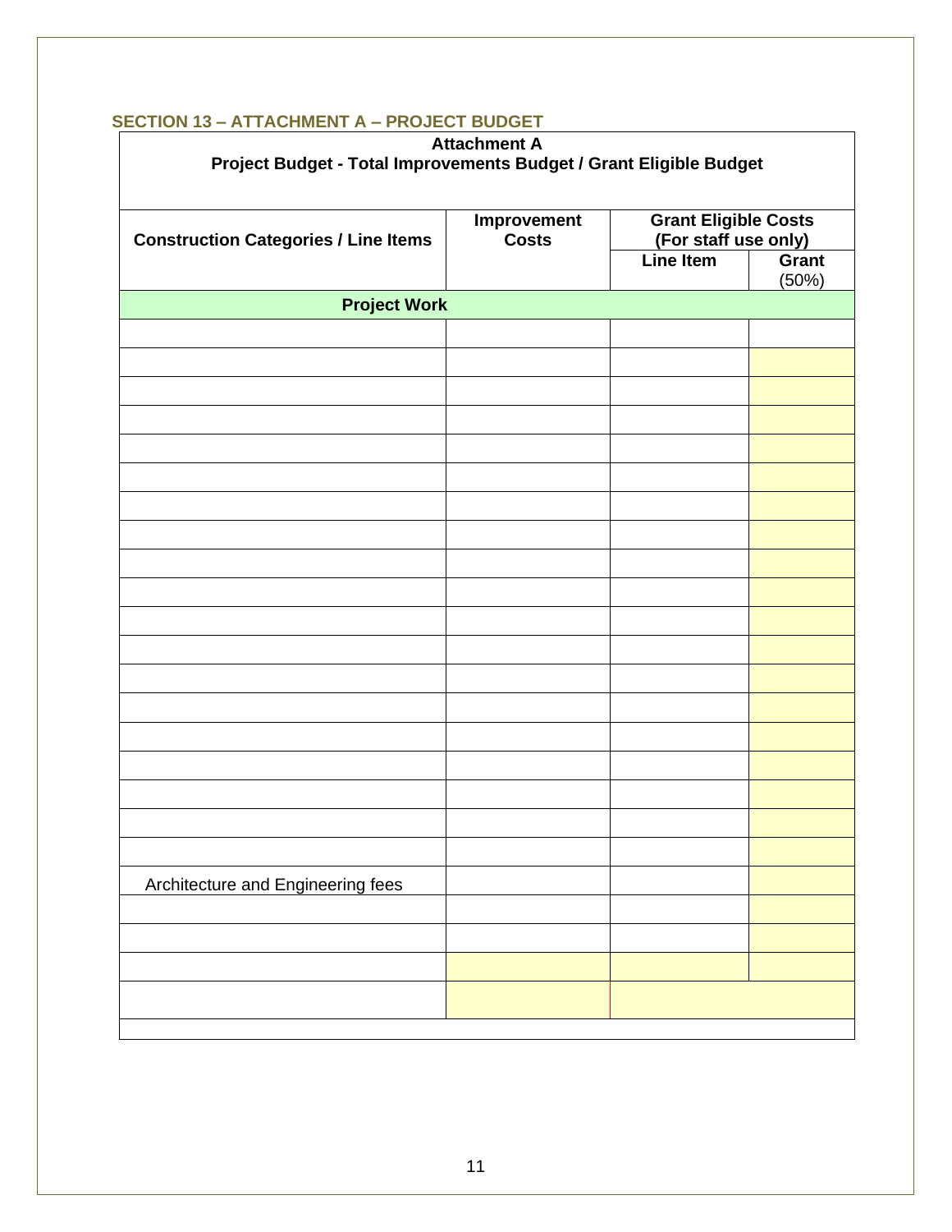### SECTION 13 – ATTACHMENT A – PROJECT BUDGET

| Attachment A<br>Project Budget - Total Improvements Budget / Grant Eligible Budget | | | |
|---|---|---|---|
| **Construction Categories / Line Items** | **Improvement Costs** | **Grant Eligible Costs (For staff use only)** | |
| | | **Line Item** | **Grant** (50%) |
| **Project Work** | | | |
| | | | |
| | | | |
| | | | |
| | | | |
| | | | |
| | | | |
| | | | |
| | | | |
| | | | |
| | | | |
| | | | |
| | | | |
| | | | |
| | | | |
| | | | |
| | | | |
| | | | |
| | | | |
| | | | |
| Architecture and Engineering fees | | | |
| | | | |
| | | | |
| | | | |
| | | | |
| | | | |